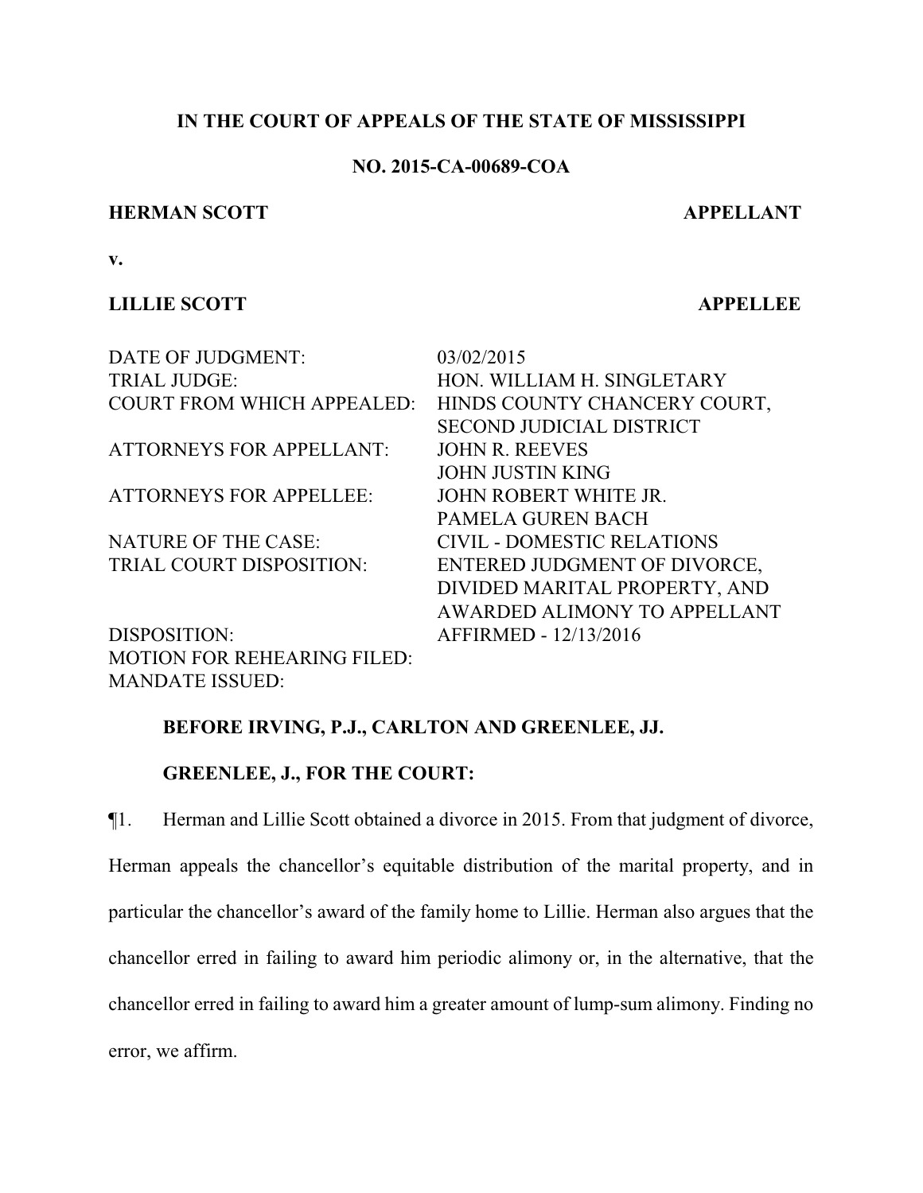**IN THE COURT OF APPEALS OF THE STATE OF MISSISSIPPI**

**NO. 2015-CA-00689-COA**

**HERMAN SCOTT** **APPELLANT**

**v.**

**LILLIE SCOTT** **APPELLEE**

| | |
|---|---|
| DATE OF JUDGMENT: | 03/02/2015 |
| TRIAL JUDGE: | HON. WILLIAM H. SINGLETARY |
| COURT FROM WHICH APPEALED: | HINDS COUNTY CHANCERY COURT, SECOND JUDICIAL DISTRICT |
| ATTORNEYS FOR APPELLANT: | JOHN R. REEVES<br>JOHN JUSTIN KING |
| ATTORNEYS FOR APPELLEE: | JOHN ROBERT WHITE JR.<br>PAMELA GUREN BACH |
| NATURE OF THE CASE: | CIVIL - DOMESTIC RELATIONS |
| TRIAL COURT DISPOSITION: | ENTERED JUDGMENT OF DIVORCE, DIVIDED MARITAL PROPERTY, AND AWARDED ALIMONY TO APPELLANT |
| DISPOSITION: | AFFIRMED - 12/13/2016 |
| MOTION FOR REHEARING FILED: | |
| MANDATE ISSUED: | |

**BEFORE IRVING, P.J., CARLTON AND GREENLEE, JJ.**

**GREENLEE, J., FOR THE COURT:**

¶1. Herman and Lillie Scott obtained a divorce in 2015. From that judgment of divorce, Herman appeals the chancellor's equitable distribution of the marital property, and in particular the chancellor's award of the family home to Lillie. Herman also argues that the chancellor erred in failing to award him periodic alimony or, in the alternative, that the chancellor erred in failing to award him a greater amount of lump-sum alimony. Finding no error, we affirm.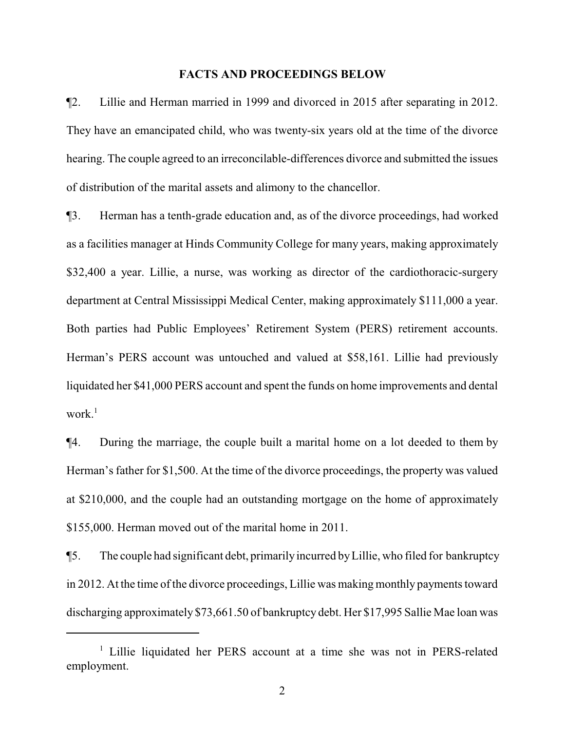## FACTS AND PROCEEDINGS BELOW

¶2. Lillie and Herman married in 1999 and divorced in 2015 after separating in 2012. They have an emancipated child, who was twenty-six years old at the time of the divorce hearing. The couple agreed to an irreconcilable-differences divorce and submitted the issues of distribution of the marital assets and alimony to the chancellor.

¶3. Herman has a tenth-grade education and, as of the divorce proceedings, had worked as a facilities manager at Hinds Community College for many years, making approximately $32,400 a year. Lillie, a nurse, was working as director of the cardiothoracic-surgery department at Central Mississippi Medical Center, making approximately $111,000 a year. Both parties had Public Employees' Retirement System (PERS) retirement accounts. Herman's PERS account was untouched and valued at $58,161. Lillie had previously liquidated her $41,000 PERS account and spent the funds on home improvements and dental work.[1]

¶4. During the marriage, the couple built a marital home on a lot deeded to them by Herman's father for $1,500. At the time of the divorce proceedings, the property was valued at $210,000, and the couple had an outstanding mortgage on the home of approximately $155,000. Herman moved out of the marital home in 2011.

¶5. The couple had significant debt, primarily incurred by Lillie, who filed for bankruptcy in 2012. At the time of the divorce proceedings, Lillie was making monthly payments toward discharging approximately $73,661.50 of bankruptcy debt. Her $17,995 Sallie Mae loan was

---

[1] Lillie liquidated her PERS account at a time she was not in PERS-related employment.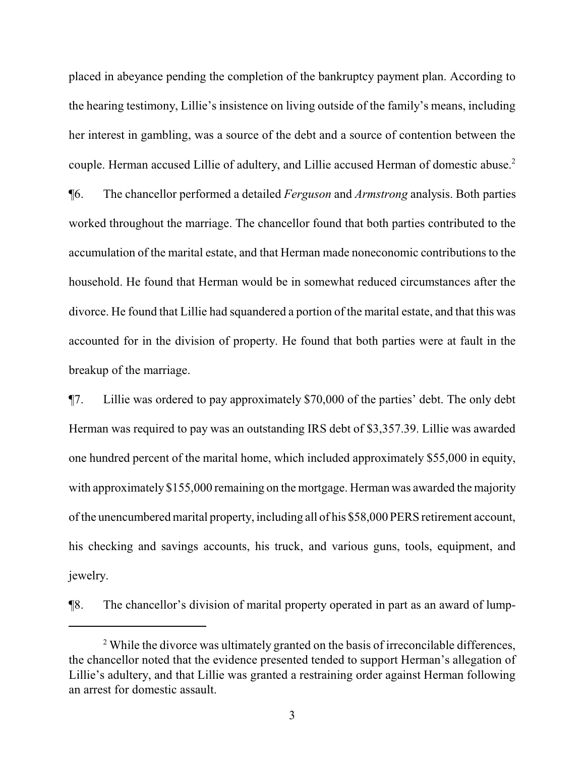placed in abeyance pending the completion of the bankruptcy payment plan. According to the hearing testimony, Lillie's insistence on living outside of the family's means, including her interest in gambling, was a source of the debt and a source of contention between the couple. Herman accused Lillie of adultery, and Lillie accused Herman of domestic abuse.[2]

¶6. The chancellor performed a detailed *Ferguson* and *Armstrong* analysis. Both parties worked throughout the marriage. The chancellor found that both parties contributed to the accumulation of the marital estate, and that Herman made noneconomic contributions to the household. He found that Herman would be in somewhat reduced circumstances after the divorce. He found that Lillie had squandered a portion of the marital estate, and that this was accounted for in the division of property. He found that both parties were at fault in the breakup of the marriage.

¶7. Lillie was ordered to pay approximately $70,000 of the parties' debt. The only debt Herman was required to pay was an outstanding IRS debt of $3,357.39. Lillie was awarded one hundred percent of the marital home, which included approximately $55,000 in equity, with approximately $155,000 remaining on the mortgage. Herman was awarded the majority of the unencumbered marital property, including all of his $58,000 PERS retirement account, his checking and savings accounts, his truck, and various guns, tools, equipment, and jewelry.

¶8. The chancellor's division of marital property operated in part as an award of lump-

---

[2] While the divorce was ultimately granted on the basis of irreconcilable differences, the chancellor noted that the evidence presented tended to support Herman's allegation of Lillie's adultery, and that Lillie was granted a restraining order against Herman following an arrest for domestic assault.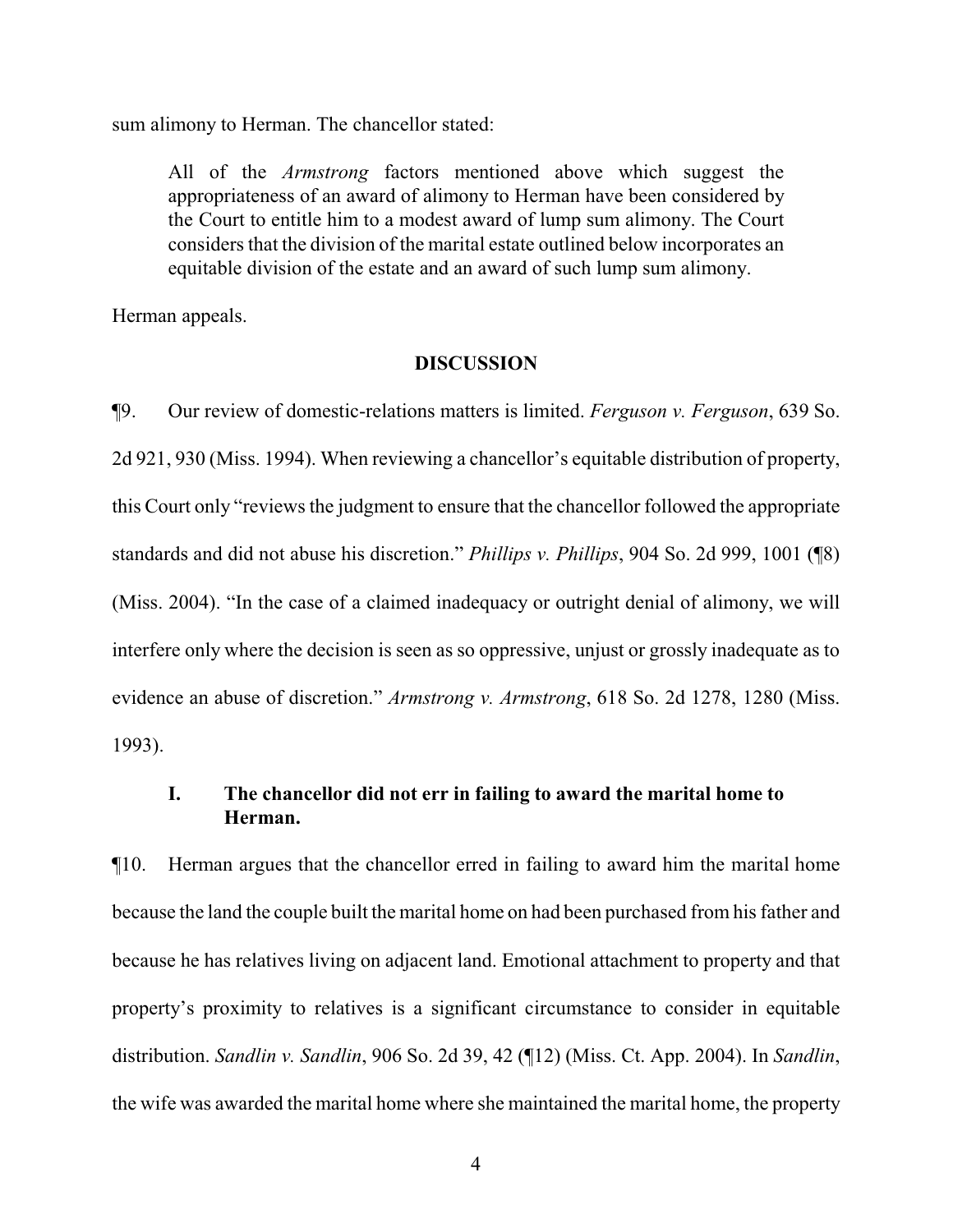sum alimony to Herman. The chancellor stated:

> All of the *Armstrong* factors mentioned above which suggest the appropriateness of an award of alimony to Herman have been considered by the Court to entitle him to a modest award of lump sum alimony. The Court considers that the division of the marital estate outlined below incorporates an equitable division of the estate and an award of such lump sum alimony.

Herman appeals.

**DISCUSSION**

¶9. Our review of domestic-relations matters is limited. *Ferguson v. Ferguson*, 639 So. 2d 921, 930 (Miss. 1994). When reviewing a chancellor's equitable distribution of property, this Court only "reviews the judgment to ensure that the chancellor followed the appropriate standards and did not abuse his discretion." *Phillips v. Phillips*, 904 So. 2d 999, 1001 (¶8) (Miss. 2004). "In the case of a claimed inadequacy or outright denial of alimony, we will interfere only where the decision is seen as so oppressive, unjust or grossly inadequate as to evidence an abuse of discretion." *Armstrong v. Armstrong*, 618 So. 2d 1278, 1280 (Miss. 1993).

**I. The chancellor did not err in failing to award the marital home to Herman.**

¶10. Herman argues that the chancellor erred in failing to award him the marital home because the land the couple built the marital home on had been purchased from his father and because he has relatives living on adjacent land. Emotional attachment to property and that property's proximity to relatives is a significant circumstance to consider in equitable distribution. *Sandlin v. Sandlin*, 906 So. 2d 39, 42 (¶12) (Miss. Ct. App. 2004). In *Sandlin*, the wife was awarded the marital home where she maintained the marital home, the property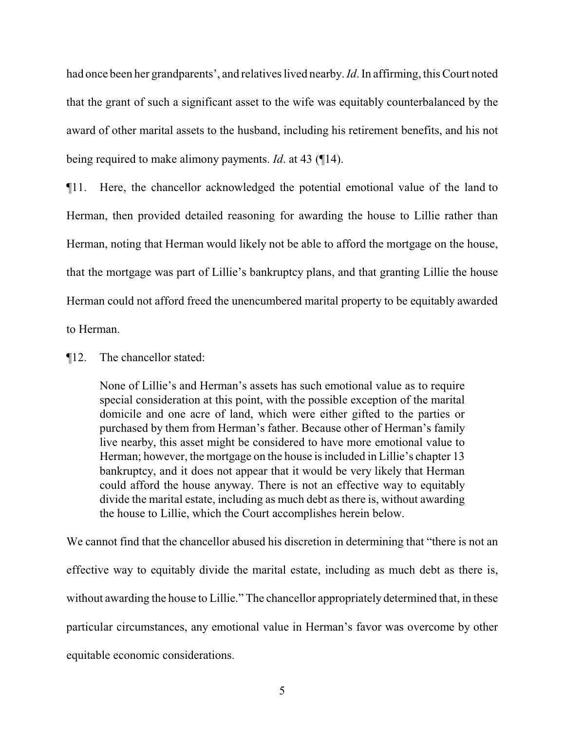had once been her grandparents', and relatives lived nearby. *Id*. In affirming, this Court noted that the grant of such a significant asset to the wife was equitably counterbalanced by the award of other marital assets to the husband, including his retirement benefits, and his not being required to make alimony payments. *Id*. at 43 (¶14).

¶11. Here, the chancellor acknowledged the potential emotional value of the land to Herman, then provided detailed reasoning for awarding the house to Lillie rather than Herman, noting that Herman would likely not be able to afford the mortgage on the house, that the mortgage was part of Lillie's bankruptcy plans, and that granting Lillie the house Herman could not afford freed the unencumbered marital property to be equitably awarded to Herman.

¶12. The chancellor stated:

> None of Lillie's and Herman's assets has such emotional value as to require special consideration at this point, with the possible exception of the marital domicile and one acre of land, which were either gifted to the parties or purchased by them from Herman's father. Because other of Herman's family live nearby, this asset might be considered to have more emotional value to Herman; however, the mortgage on the house is included in Lillie's chapter 13 bankruptcy, and it does not appear that it would be very likely that Herman could afford the house anyway. There is not an effective way to equitably divide the marital estate, including as much debt as there is, without awarding the house to Lillie, which the Court accomplishes herein below.

We cannot find that the chancellor abused his discretion in determining that "there is not an effective way to equitably divide the marital estate, including as much debt as there is, without awarding the house to Lillie." The chancellor appropriately determined that, in these particular circumstances, any emotional value in Herman's favor was overcome by other equitable economic considerations.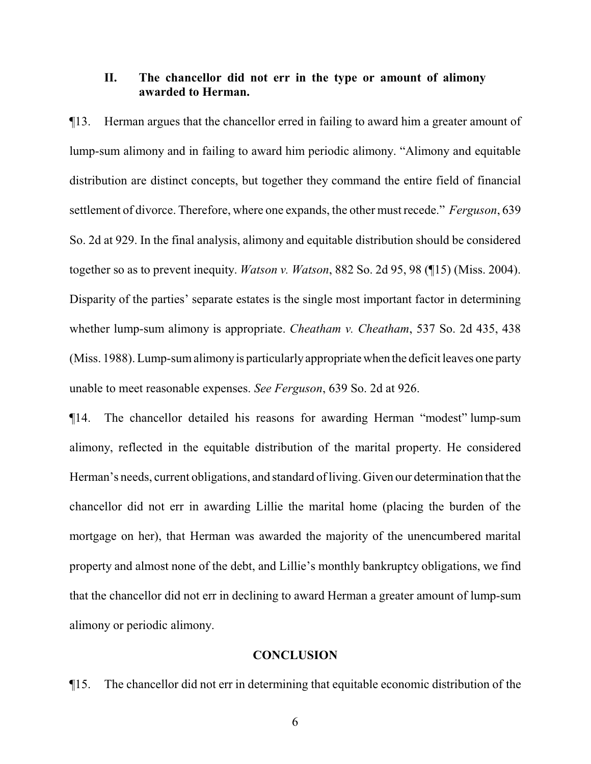### II. The chancellor did not err in the type or amount of alimony awarded to Herman.

¶13. Herman argues that the chancellor erred in failing to award him a greater amount of lump-sum alimony and in failing to award him periodic alimony. "Alimony and equitable distribution are distinct concepts, but together they command the entire field of financial settlement of divorce. Therefore, where one expands, the other must recede." *Ferguson*, 639 So. 2d at 929. In the final analysis, alimony and equitable distribution should be considered together so as to prevent inequity. *Watson v. Watson*, 882 So. 2d 95, 98 (¶15) (Miss. 2004). Disparity of the parties' separate estates is the single most important factor in determining whether lump-sum alimony is appropriate. *Cheatham v. Cheatham*, 537 So. 2d 435, 438 (Miss. 1988). Lump-sum alimony is particularly appropriate when the deficit leaves one party unable to meet reasonable expenses. *See Ferguson*, 639 So. 2d at 926.

¶14. The chancellor detailed his reasons for awarding Herman "modest" lump-sum alimony, reflected in the equitable distribution of the marital property. He considered Herman's needs, current obligations, and standard of living. Given our determination that the chancellor did not err in awarding Lillie the marital home (placing the burden of the mortgage on her), that Herman was awarded the majority of the unencumbered marital property and almost none of the debt, and Lillie's monthly bankruptcy obligations, we find that the chancellor did not err in declining to award Herman a greater amount of lump-sum alimony or periodic alimony.

## CONCLUSION

¶15. The chancellor did not err in determining that equitable economic distribution of the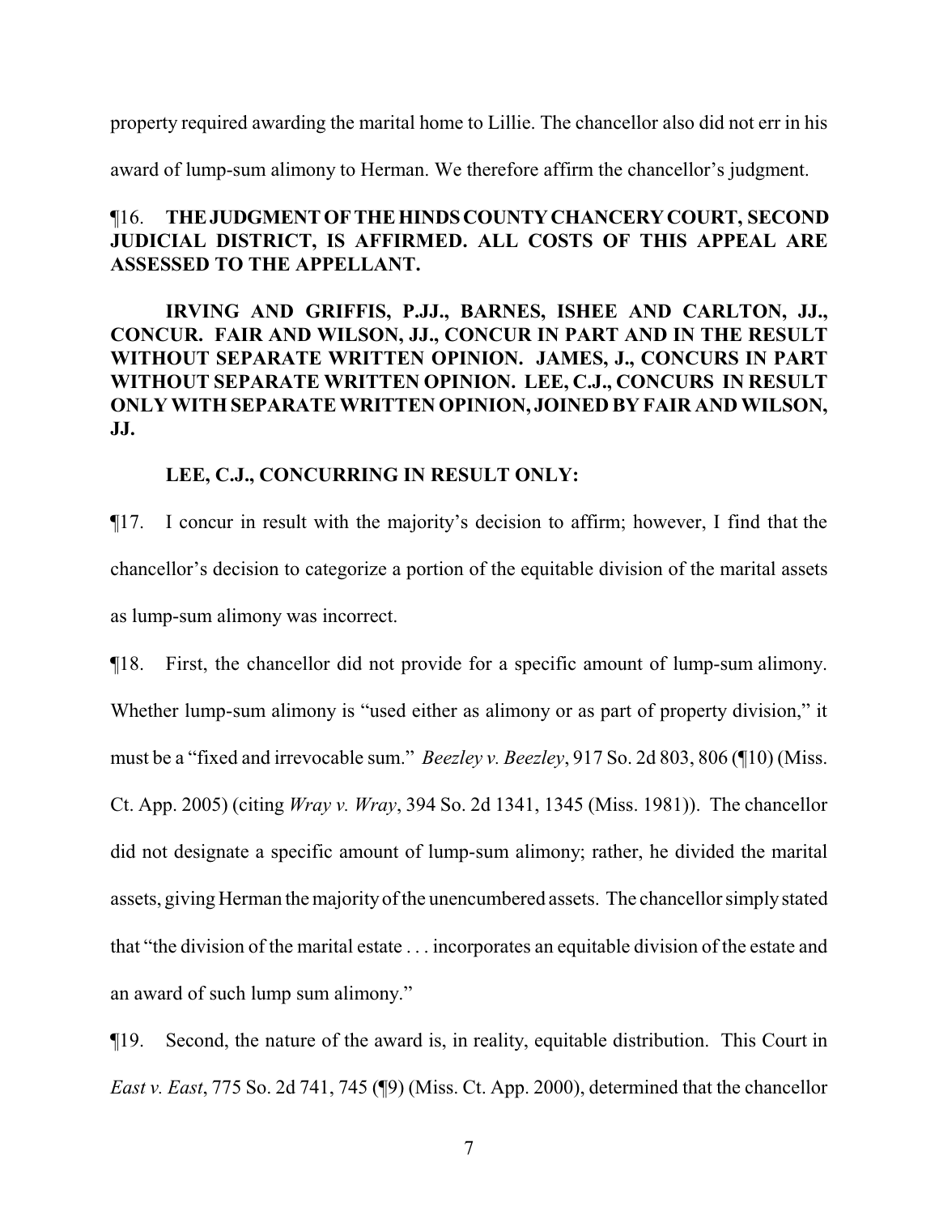property required awarding the marital home to Lillie. The chancellor also did not err in his award of lump-sum alimony to Herman. We therefore affirm the chancellor's judgment.

¶16. **THE JUDGMENT OF THE HINDS COUNTY CHANCERY COURT, SECOND JUDICIAL DISTRICT, IS AFFIRMED. ALL COSTS OF THIS APPEAL ARE ASSESSED TO THE APPELLANT.**

**IRVING AND GRIFFIS, P.JJ., BARNES, ISHEE AND CARLTON, JJ., CONCUR. FAIR AND WILSON, JJ., CONCUR IN PART AND IN THE RESULT WITHOUT SEPARATE WRITTEN OPINION. JAMES, J., CONCURS IN PART WITHOUT SEPARATE WRITTEN OPINION. LEE, C.J., CONCURS IN RESULT ONLY WITH SEPARATE WRITTEN OPINION, JOINED BY FAIR AND WILSON, JJ.**

**LEE, C.J., CONCURRING IN RESULT ONLY:**

¶17. I concur in result with the majority's decision to affirm; however, I find that the chancellor's decision to categorize a portion of the equitable division of the marital assets as lump-sum alimony was incorrect.

¶18. First, the chancellor did not provide for a specific amount of lump-sum alimony. Whether lump-sum alimony is "used either as alimony or as part of property division," it must be a "fixed and irrevocable sum." *Beezley v. Beezley*, 917 So. 2d 803, 806 (¶10) (Miss. Ct. App. 2005) (citing *Wray v. Wray*, 394 So. 2d 1341, 1345 (Miss. 1981)). The chancellor did not designate a specific amount of lump-sum alimony; rather, he divided the marital assets, giving Herman the majority of the unencumbered assets. The chancellor simply stated that "the division of the marital estate . . . incorporates an equitable division of the estate and an award of such lump sum alimony."

¶19. Second, the nature of the award is, in reality, equitable distribution. This Court in *East v. East*, 775 So. 2d 741, 745 (¶9) (Miss. Ct. App. 2000), determined that the chancellor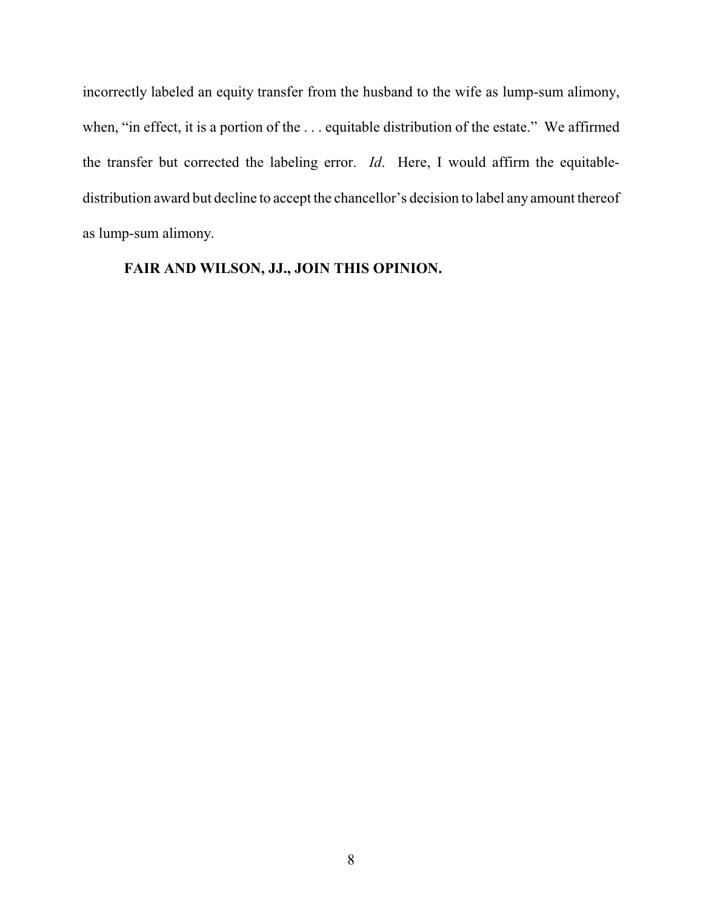incorrectly labeled an equity transfer from the husband to the wife as lump-sum alimony, when, "in effect, it is a portion of the . . . equitable distribution of the estate." We affirmed the transfer but corrected the labeling error. *Id*. Here, I would affirm the equitable-distribution award but decline to accept the chancellor's decision to label any amount thereof as lump-sum alimony.

**FAIR AND WILSON, JJ., JOIN THIS OPINION.**